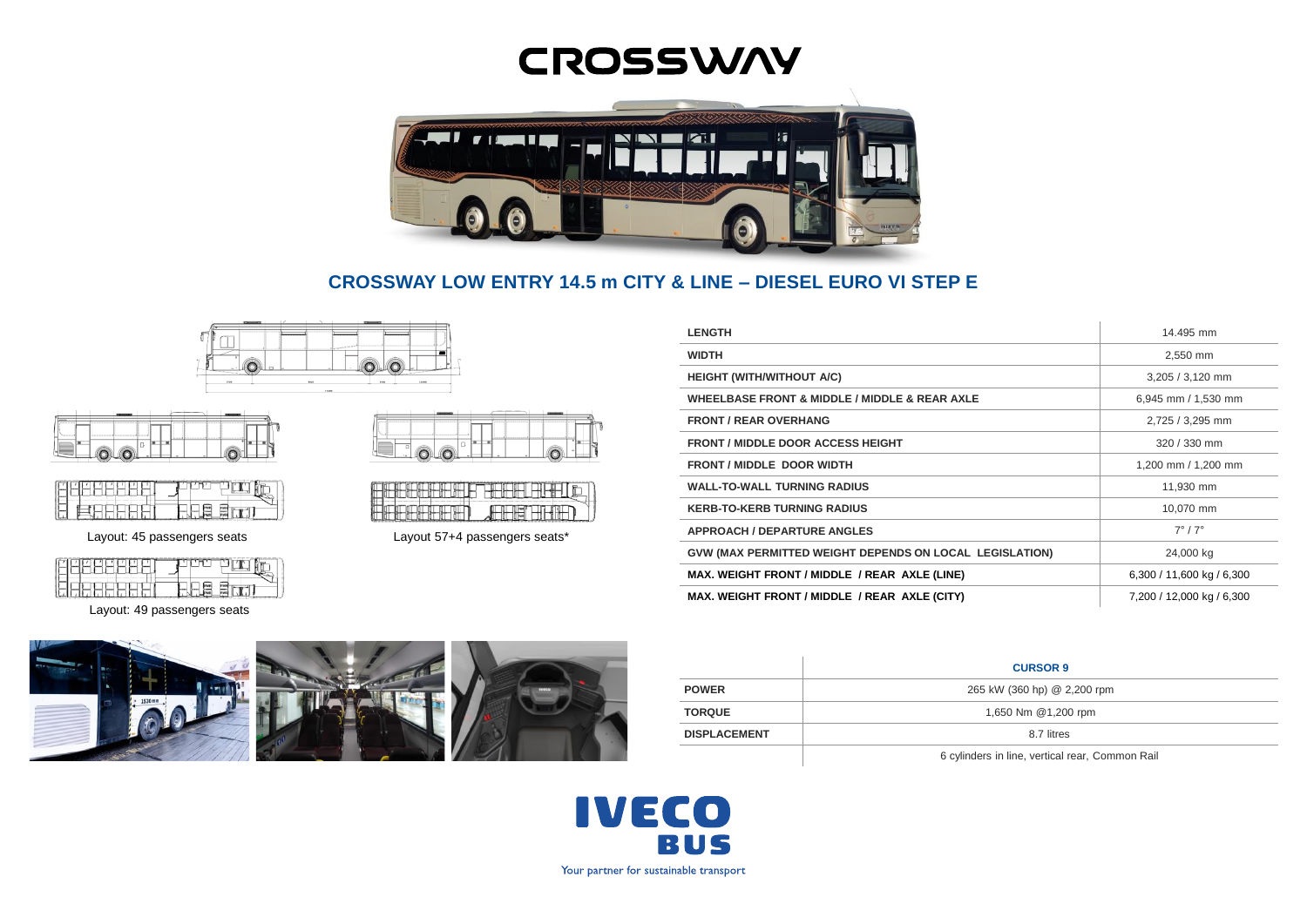# CROSSWAY

## CROSSWAY LOW ENTRY 14.5 m CITY & LINE – DIESEL EURO VI STEP E

Layout: 45 passengers seats

Layout 57+4 passengers seats*

Layout: 49 passengers seats

| | |
|---|---|
| **LENGTH** | 14.495 mm |
| **WIDTH** | 2,550 mm |
| **HEIGHT (WITH/WITHOUT A/C)** | 3,205 / 3,120 mm |
| **WHEELBASE FRONT & MIDDLE / MIDDLE & REAR AXLE** | 6,945 mm / 1,530 mm |
| **FRONT / REAR OVERHANG** | 2,725 / 3,295 mm |
| **FRONT / MIDDLE DOOR ACCESS HEIGHT** | 320 / 330 mm |
| **FRONT / MIDDLE DOOR WIDTH** | 1,200 mm / 1,200 mm |
| **WALL-TO-WALL TURNING RADIUS** | 11,930 mm |
| **KERB-TO-KERB TURNING RADIUS** | 10,070 mm |
| **APPROACH / DEPARTURE ANGLES** | 7° / 7° |
| **GVW (MAX PERMITTED WEIGHT DEPENDS ON LOCAL LEGISLATION)** | 24,000 kg |
| **MAX. WEIGHT FRONT / MIDDLE / REAR AXLE (LINE)** | 6,300 / 11,600 kg / 6,300 |
| **MAX. WEIGHT FRONT / MIDDLE / REAR AXLE (CITY)** | 7,200 / 12,000 kg / 6,300 |

| | **CURSOR 9** |
|---|---|
| **POWER** | 265 kW (360 hp) @ 2,200 rpm |
| **TORQUE** | 1,650 Nm @1,200 rpm |
| **DISPLACEMENT** | 8.7 litres |
| | 6 cylinders in line, vertical rear, Common Rail |

IVECO BUS

Your partner for sustainable transport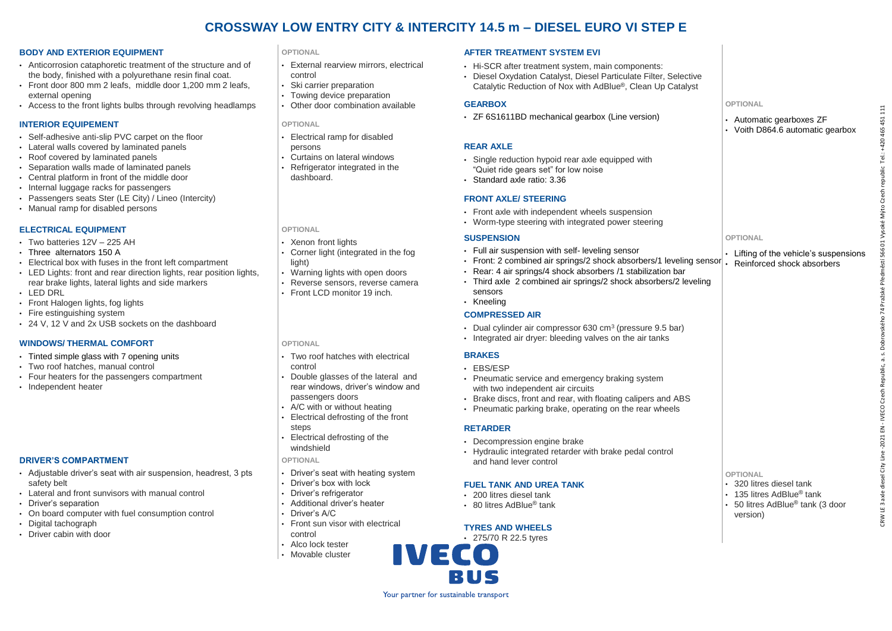# CROSSWAY LOW ENTRY CITY & INTERCITY 14.5 m – DIESEL EURO VI STEP E

## BODY AND EXTERIOR EQUIPMENT

- Anticorrosion cataphoretic treatment of the structure and of the body, finished with a polyurethane resin final coat.
- Front door 800 mm 2 leafs, middle door 1,200 mm 2 leafs, external opening
- Access to the front lights bulbs through revolving headlamps

OPTIONAL

- External rearview mirrors, electrical control
- Ski carrier preparation
- Towing device preparation
- Other door combination available

## INTERIOR EQUIPEMENT

- Self-adhesive anti-slip PVC carpet on the floor
- Lateral walls covered by laminated panels
- Roof covered by laminated panels
- Separation walls made of laminated panels
- Central platform in front of the middle door
- Internal luggage racks for passengers
- Passengers seats Ster (LE City) / Lineo (Intercity)
- Manual ramp for disabled persons

OPTIONAL

- Electrical ramp for disabled persons
- Curtains on lateral windows
- Refrigerator integrated in the dashboard.

## ELECTRICAL EQUIPMENT

- Two batteries 12V – 225 AH
- Three alternators 150 A
- Electrical box with fuses in the front left compartment
- LED Lights: front and rear direction lights, rear position lights, rear brake lights, lateral lights and side markers
- LED DRL
- Front Halogen lights, fog lights
- Fire estinguishing system
- 24 V, 12 V and 2x USB sockets on the dashboard

OPTIONAL

- Xenon front lights
- Corner light (integrated in the fog light)
- Warning lights with open doors
- Reverse sensors, reverse camera
- Front LCD monitor 19 inch.

## WINDOWS/ THERMAL COMFORT

- Tinted simple glass with 7 opening units
- Two roof hatches, manual control
- Four heaters for the passengers compartment
- Independent heater

OPTIONAL

- Two roof hatches with electrical control
- Double glasses of the lateral and rear windows, driver's window and passengers doors
- A/C with or without heating
- Electrical defrosting of the front steps
- Electrical defrosting of the windshield

## DRIVER'S COMPARTMENT

- Adjustable driver's seat with air suspension, headrest, 3 pts safety belt
- Lateral and front sunvisors with manual control
- Driver's separation
- On board computer with fuel consumption control
- Digital tachograph
- Driver cabin with door

OPTIONAL

- Driver's seat with heating system
- Driver's box with lock
- Driver's refrigerator
- Additional driver's heater
- Driver's A/C
- Front sun visor with electrical control
- Alco lock tester
- Movable cluster

## AFTER TREATMENT SYSTEM EVI

- Hi-SCR after treatment system, main components:
- Diesel Oxydation Catalyst, Diesel Particulate Filter, Selective Catalytic Reduction of Nox with AdBlue®, Clean Up Catalyst

## GEARBOX

- ZF 6S1611BD mechanical gearbox (Line version)

OPTIONAL

- Automatic gearboxes ZF
- Voith D864.6 automatic gearbox

## REAR AXLE

- Single reduction hypoid rear axle equipped with "Quiet ride gears set" for low noise
- Standard axle ratio: 3.36

## FRONT AXLE/ STEERING

- Front axle with independent wheels suspension
- Worm-type steering with integrated power steering

## SUSPENSION

- Full air suspension with self- leveling sensor
- Front: 2 combined air springs/2 shock absorbers/1 leveling sensor
- Rear: 4 air springs/4 shock absorbers /1 stabilization bar
- Third axle 2 combined air springs/2 shock absorbers/2 leveling sensors
- Kneeling

OPTIONAL

- Lifting of the vehicle's suspensions
- Reinforced shock absorbers

## COMPRESSED AIR

- Dual cylinder air compressor 630 cm³ (pressure 9.5 bar)
- Integrated air dryer: bleeding valves on the air tanks

## BRAKES

- EBS/ESP
- Pneumatic service and emergency braking system with two independent air circuits
- Brake discs, front and rear, with floating calipers and ABS
- Pneumatic parking brake, operating on the rear wheels

## RETARDER

- Decompression engine brake
- Hydraulic integrated retarder with brake pedal control and hand lever control

## FUEL TANK AND UREA TANK

- 200 litres diesel tank
- 80 litres AdBlue® tank

OPTIONAL

- 320 litres diesel tank
- 135 litres AdBlue® tank
- 50 litres AdBlue® tank (3 door version)

## TYRES AND WHEELS

- 275/70 R 22.5 tyres

IVECO BUS

Your partner for sustainable transport

CRW LE 3 axle diesel City Line -2021 EN - IVECO Czech Republic, a. s. Dobrovského 74 Pražské Předměstí 566 01 Vysoké Mýto Czech republic Tel.: +420 465 451 111